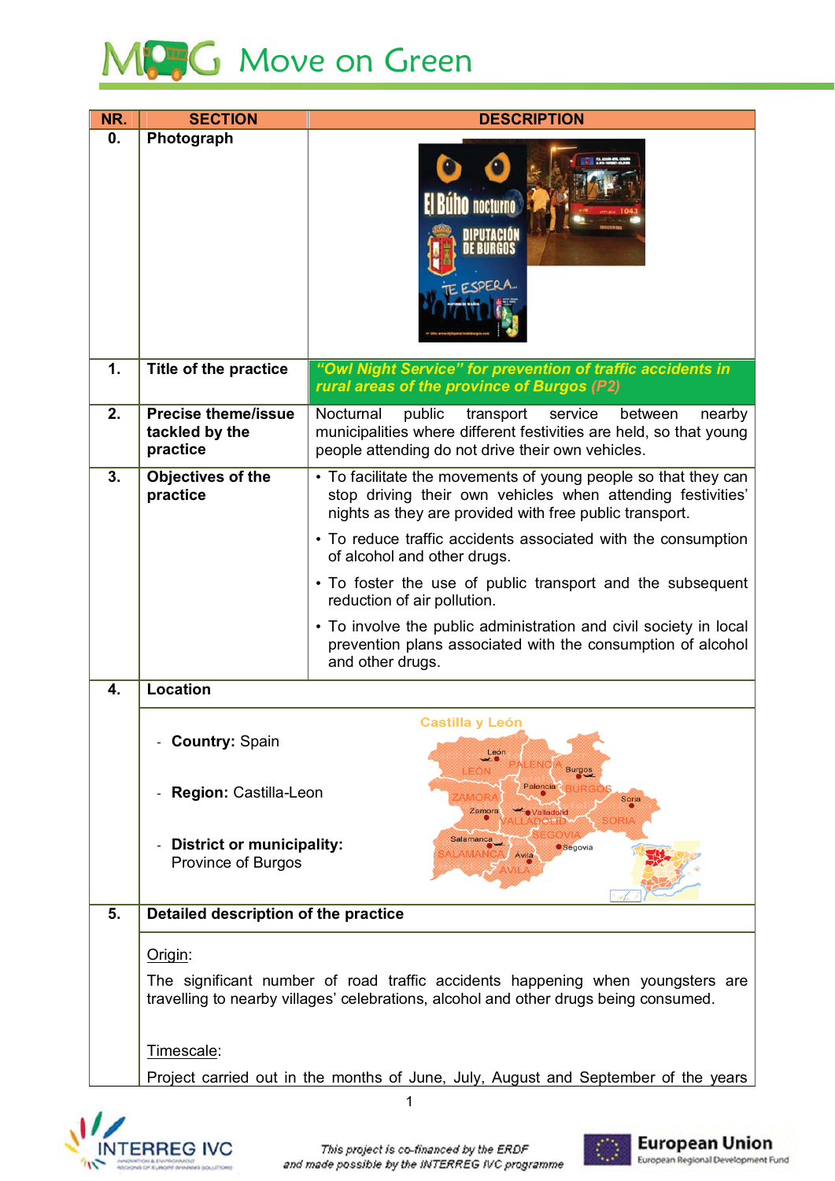# Move on Green

| NR. | SECTION | DESCRIPTION |
|---|---|---|
| 0. | Photograph | |
| 1. | Title of the practice | *"Owl Night Service" for prevention of traffic accidents in rural areas of the province of Burgos (P2)* |
| 2. | Precise theme/issue tackled by the practice | Nocturnal public transport service between nearby municipalities where different festivities are held, so that young people attending do not drive their own vehicles. |
| 3. | Objectives of the practice | • To facilitate the movements of young people so that they can stop driving their own vehicles when attending festivities' nights as they are provided with free public transport.<br>• To reduce traffic accidents associated with the consumption of alcohol and other drugs.<br>• To foster the use of public transport and the subsequent reduction of air pollution.<br>• To involve the public administration and civil society in local prevention plans associated with the consumption of alcohol and other drugs. |
| 4. | Location | - **Country:** Spain<br>- **Region:** Castilla-Leon<br>- **District or municipality:** Province of Burgos |
| 5. | Detailed description of the practice | Origin:<br>The significant number of road traffic accidents happening when youngsters are travelling to nearby villages' celebrations, alcohol and other drugs being consumed.<br><br>Timescale:<br>Project carried out in the months of June, July, August and September of the years |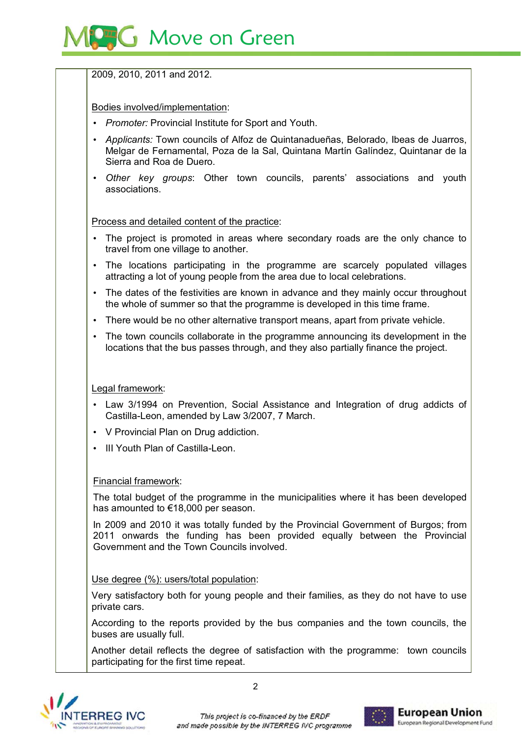2009, 2010, 2011 and 2012.

Bodies involved/implementation:

- *Promoter:* Provincial Institute for Sport and Youth.
- *Applicants:* Town councils of Alfoz de Quintanadueñas, Belorado, Ibeas de Juarros, Melgar de Fernamental, Poza de la Sal, Quintana Martín Galíndez, Quintanar de la Sierra and Roa de Duero.
- *Other key groups*: Other town councils, parents' associations and youth associations.

Process and detailed content of the practice:

- The project is promoted in areas where secondary roads are the only chance to travel from one village to another.
- The locations participating in the programme are scarcely populated villages attracting a lot of young people from the area due to local celebrations.
- The dates of the festivities are known in advance and they mainly occur throughout the whole of summer so that the programme is developed in this time frame.
- There would be no other alternative transport means, apart from private vehicle.
- The town councils collaborate in the programme announcing its development in the locations that the bus passes through, and they also partially finance the project.

Legal framework:

- Law 3/1994 on Prevention, Social Assistance and Integration of drug addicts of Castilla-Leon, amended by Law 3/2007, 7 March.
- V Provincial Plan on Drug addiction.
- III Youth Plan of Castilla-Leon.

Financial framework:

The total budget of the programme in the municipalities where it has been developed has amounted to €18,000 per season.

In 2009 and 2010 it was totally funded by the Provincial Government of Burgos; from 2011 onwards the funding has been provided equally between the Provincial Government and the Town Councils involved.

Use degree (%): users/total population:

Very satisfactory both for young people and their families, as they do not have to use private cars.

According to the reports provided by the bus companies and the town councils, the buses are usually full.

Another detail reflects the degree of satisfaction with the programme: town councils participating for the first time repeat.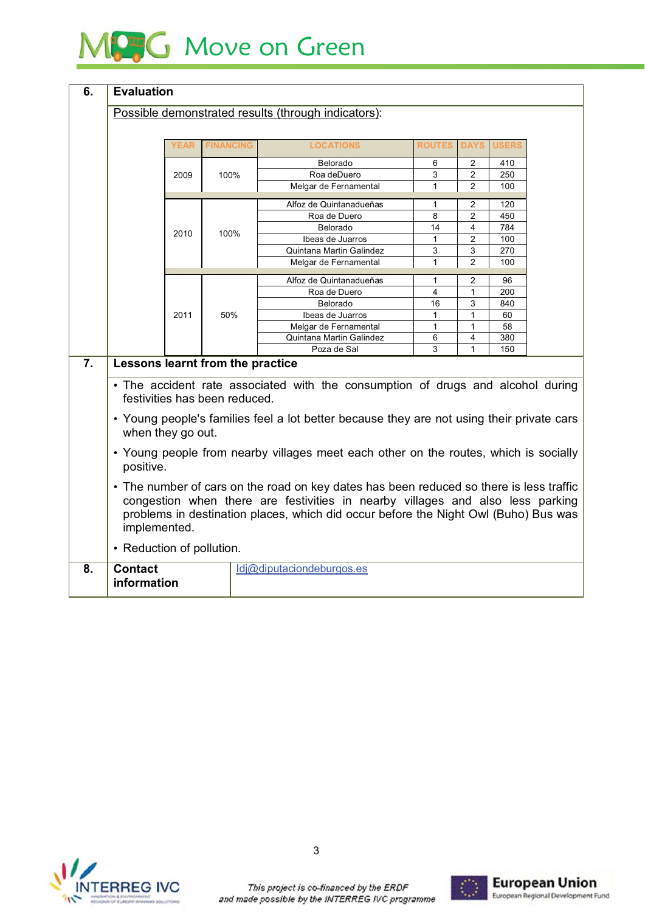## 6. Evaluation

Possible demonstrated results (through indicators):

| YEAR | FINANCING | LOCATIONS | ROUTES | DAYS | USERS |
|---|---|---|---|---|---|
| 2009 | 100% | Belorado | 6 | 2 | 410 |
| | | Roa deDuero | 3 | 2 | 250 |
| | | Melgar de Fernamental | 1 | 2 | 100 |
| 2010 | 100% | Alfoz de Quintanadueñas | 1 | 2 | 120 |
| | | Roa de Duero | 8 | 2 | 450 |
| | | Belorado | 14 | 4 | 784 |
| | | Ibeas de Juarros | 1 | 2 | 100 |
| | | Quintana Martin Galindez | 3 | 3 | 270 |
| | | Melgar de Fernamental | 1 | 2 | 100 |
| 2011 | 50% | Alfoz de Quintanadueñas | 1 | 2 | 96 |
| | | Roa de Duero | 4 | 1 | 200 |
| | | Belorado | 16 | 3 | 840 |
| | | Ibeas de Juarros | 1 | 1 | 60 |
| | | Melgar de Fernamental | 1 | 1 | 58 |
| | | Quintana Martin Galindez | 6 | 4 | 380 |
| | | Poza de Sal | 3 | 1 | 150 |

## 7. Lessons learnt from the practice

- The accident rate associated with the consumption of drugs and alcohol during festivities has been reduced.
- Young people's families feel a lot better because they are not using their private cars when they go out.
- Young people from nearby villages meet each other on the routes, which is socially positive.
- The number of cars on the road on key dates has been reduced so there is less traffic congestion when there are festivities in nearby villages and also less parking problems in destination places, which did occur before the Night Owl (Buho) Bus was implemented.
- Reduction of pollution.

## 8. Contact information

ldj@diputaciondeburgos.es